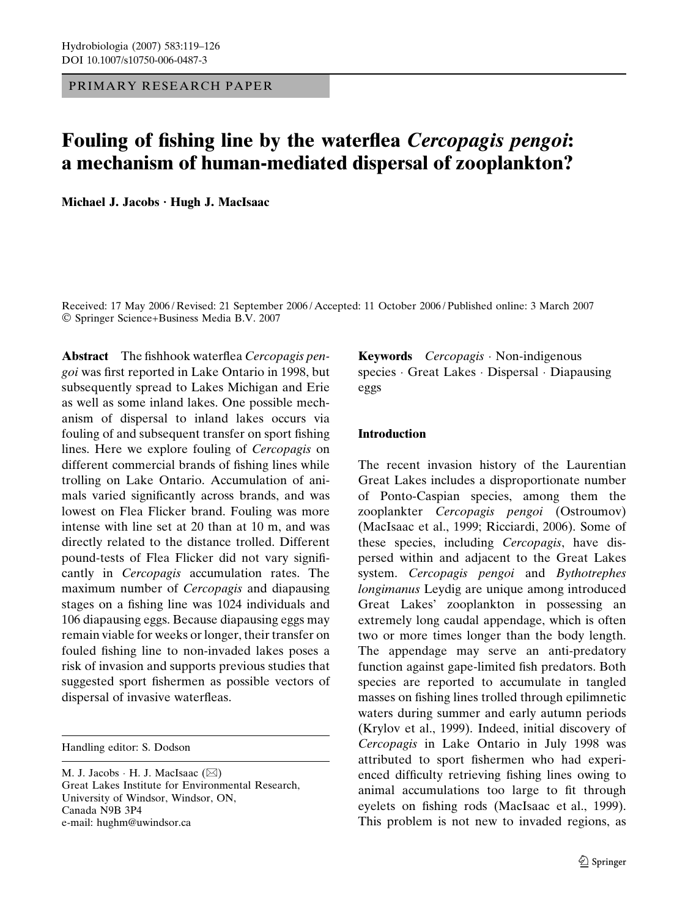PRIMARY RESEARCH PAPER

# Fouling of fishing line by the waterflea *Cercopagis pengoi*: a mechanism of human-mediated dispersal of zooplankton?

**Michael J. Jacobs · Hugh J. MacIsaac**

Received: 17 May 2006 / Revised: 21 September 2006 / Accepted: 11 October 2006 / Published online: 3 March 2007
© Springer Science+Business Media B.V. 2007

**Abstract** The fishhook waterflea *Cercopagis pengoi* was first reported in Lake Ontario in 1998, but subsequently spread to Lakes Michigan and Erie as well as some inland lakes. One possible mechanism of dispersal to inland lakes occurs via fouling of and subsequent transfer on sport fishing lines. Here we explore fouling of *Cercopagis* on different commercial brands of fishing lines while trolling on Lake Ontario. Accumulation of animals varied significantly across brands, and was lowest on Flea Flicker brand. Fouling was more intense with line set at 20 than at 10 m, and was directly related to the distance trolled. Different pound-tests of Flea Flicker did not vary significantly in *Cercopagis* accumulation rates. The maximum number of *Cercopagis* and diapausing stages on a fishing line was 1024 individuals and 106 diapausing eggs. Because diapausing eggs may remain viable for weeks or longer, their transfer on fouled fishing line to non-invaded lakes poses a risk of invasion and supports previous studies that suggested sport fishermen as possible vectors of dispersal of invasive waterfleas.

Handling editor: S. Dodson

M. J. Jacobs · H. J. MacIsaac (✉)
Great Lakes Institute for Environmental Research, University of Windsor, Windsor, ON, Canada N9B 3P4
e-mail: hughm@uwindsor.ca

**Keywords** *Cercopagis* · Non-indigenous species · Great Lakes · Dispersal · Diapausing eggs

## Introduction

The recent invasion history of the Laurentian Great Lakes includes a disproportionate number of Ponto-Caspian species, among them the zooplankter *Cercopagis pengoi* (Ostroumov) (MacIsaac et al., 1999; Ricciardi, 2006). Some of these species, including *Cercopagis*, have dispersed within and adjacent to the Great Lakes system. *Cercopagis pengoi* and *Bythotrephes longimanus* Leydig are unique among introduced Great Lakes' zooplankton in possessing an extremely long caudal appendage, which is often two or more times longer than the body length. The appendage may serve an anti-predatory function against gape-limited fish predators. Both species are reported to accumulate in tangled masses on fishing lines trolled through epilimnetic waters during summer and early autumn periods (Krylov et al., 1999). Indeed, initial discovery of *Cercopagis* in Lake Ontario in July 1998 was attributed to sport fishermen who had experienced difficulty retrieving fishing lines owing to animal accumulations too large to fit through eyelets on fishing rods (MacIsaac et al., 1999). This problem is not new to invaded regions, as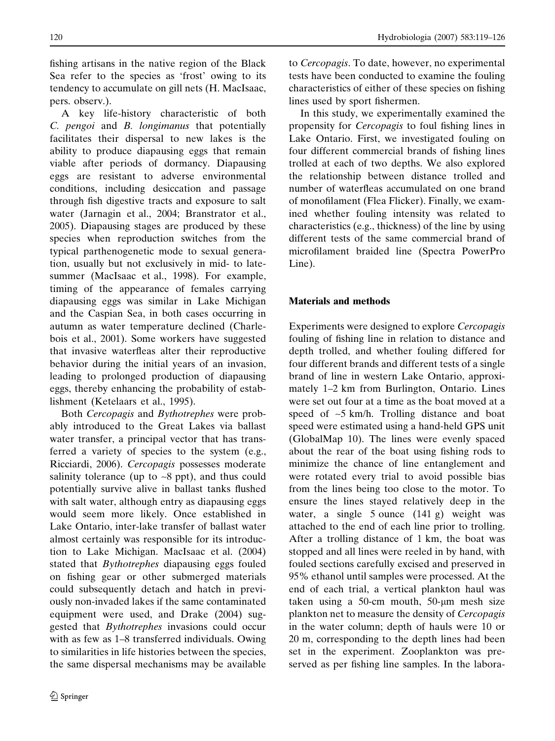fishing artisans in the native region of the Black Sea refer to the species as 'frost' owing to its tendency to accumulate on gill nets (H. MacIsaac, pers. observ.).

A key life-history characteristic of both *C. pengoi* and *B. longimanus* that potentially facilitates their dispersal to new lakes is the ability to produce diapausing eggs that remain viable after periods of dormancy. Diapausing eggs are resistant to adverse environmental conditions, including desiccation and passage through fish digestive tracts and exposure to salt water (Jarnagin et al., 2004; Branstrator et al., 2005). Diapausing stages are produced by these species when reproduction switches from the typical parthenogenetic mode to sexual generation, usually but not exclusively in mid- to late-summer (MacIsaac et al., 1998). For example, timing of the appearance of females carrying diapausing eggs was similar in Lake Michigan and the Caspian Sea, in both cases occurring in autumn as water temperature declined (Charlebois et al., 2001). Some workers have suggested that invasive waterfleas alter their reproductive behavior during the initial years of an invasion, leading to prolonged production of diapausing eggs, thereby enhancing the probability of establishment (Ketelaars et al., 1995).

Both *Cercopagis* and *Bythotrephes* were probably introduced to the Great Lakes via ballast water transfer, a principal vector that has transferred a variety of species to the system (e.g., Ricciardi, 2006). *Cercopagis* possesses moderate salinity tolerance (up to ~8 ppt), and thus could potentially survive alive in ballast tanks flushed with salt water, although entry as diapausing eggs would seem more likely. Once established in Lake Ontario, inter-lake transfer of ballast water almost certainly was responsible for its introduction to Lake Michigan. MacIsaac et al. (2004) stated that *Bythotrephes* diapausing eggs fouled on fishing gear or other submerged materials could subsequently detach and hatch in previously non-invaded lakes if the same contaminated equipment were used, and Drake (2004) suggested that *Bythotrephes* invasions could occur with as few as 1–8 transferred individuals. Owing to similarities in life histories between the species, the same dispersal mechanisms may be available to *Cercopagis*. To date, however, no experimental tests have been conducted to examine the fouling characteristics of either of these species on fishing lines used by sport fishermen.

In this study, we experimentally examined the propensity for *Cercopagis* to foul fishing lines in Lake Ontario. First, we investigated fouling on four different commercial brands of fishing lines trolled at each of two depths. We also explored the relationship between distance trolled and number of waterfleas accumulated on one brand of monofilament (Flea Flicker). Finally, we examined whether fouling intensity was related to characteristics (e.g., thickness) of the line by using different tests of the same commercial brand of microfilament braided line (Spectra PowerPro Line).

## Materials and methods

Experiments were designed to explore *Cercopagis* fouling of fishing line in relation to distance and depth trolled, and whether fouling differed for four different brands and different tests of a single brand of line in western Lake Ontario, approximately 1–2 km from Burlington, Ontario. Lines were set out four at a time as the boat moved at a speed of ~5 km/h. Trolling distance and boat speed were estimated using a hand-held GPS unit (GlobalMap 10). The lines were evenly spaced about the rear of the boat using fishing rods to minimize the chance of line entanglement and were rotated every trial to avoid possible bias from the lines being too close to the motor. To ensure the lines stayed relatively deep in the water, a single 5 ounce (141 g) weight was attached to the end of each line prior to trolling. After a trolling distance of 1 km, the boat was stopped and all lines were reeled in by hand, with fouled sections carefully excised and preserved in 95% ethanol until samples were processed. At the end of each trial, a vertical plankton haul was taken using a 50-cm mouth, 50-μm mesh size plankton net to measure the density of *Cercopagis* in the water column; depth of hauls were 10 or 20 m, corresponding to the depth lines had been set in the experiment. Zooplankton was preserved as per fishing line samples. In the labora-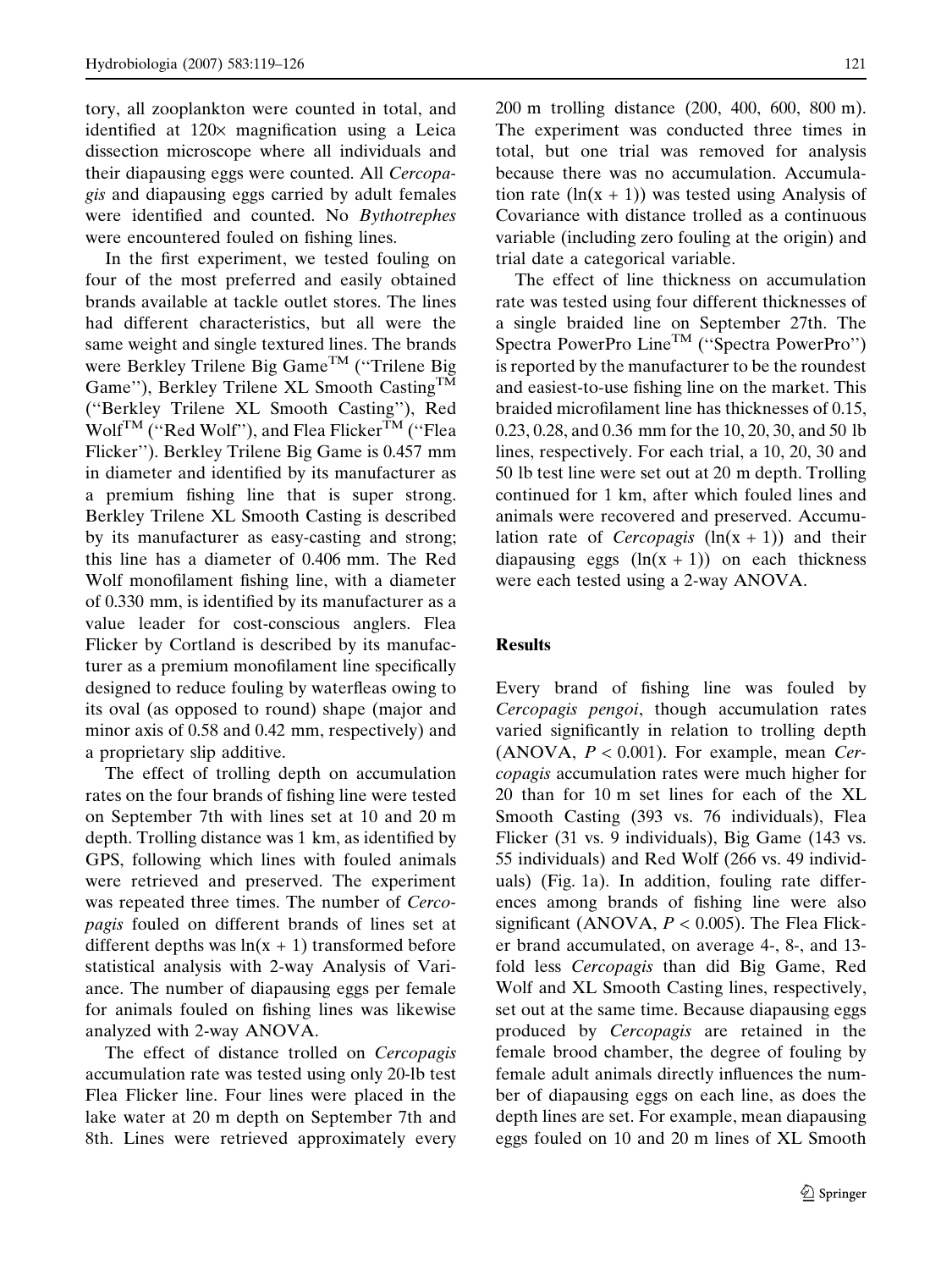tory, all zooplankton were counted in total, and identified at 120× magnification using a Leica dissection microscope where all individuals and their diapausing eggs were counted. All *Cercopagis* and diapausing eggs carried by adult females were identified and counted. No *Bythotrephes* were encountered fouled on fishing lines.

In the first experiment, we tested fouling on four of the most preferred and easily obtained brands available at tackle outlet stores. The lines had different characteristics, but all were the same weight and single textured lines. The brands were Berkley Trilene Big Game™ ("Trilene Big Game"), Berkley Trilene XL Smooth Casting™ ("Berkley Trilene XL Smooth Casting"), Red Wolf™ ("Red Wolf"), and Flea Flicker™ ("Flea Flicker"). Berkley Trilene Big Game is 0.457 mm in diameter and identified by its manufacturer as a premium fishing line that is super strong. Berkley Trilene XL Smooth Casting is described by its manufacturer as easy-casting and strong; this line has a diameter of 0.406 mm. The Red Wolf monofilament fishing line, with a diameter of 0.330 mm, is identified by its manufacturer as a value leader for cost-conscious anglers. Flea Flicker by Cortland is described by its manufacturer as a premium monofilament line specifically designed to reduce fouling by waterfleas owing to its oval (as opposed to round) shape (major and minor axis of 0.58 and 0.42 mm, respectively) and a proprietary slip additive.

The effect of trolling depth on accumulation rates on the four brands of fishing line were tested on September 7th with lines set at 10 and 20 m depth. Trolling distance was 1 km, as identified by GPS, following which lines with fouled animals were retrieved and preserved. The experiment was repeated three times. The number of *Cercopagis* fouled on different brands of lines set at different depths was $\ln(x + 1)$ transformed before statistical analysis with 2-way Analysis of Variance. The number of diapausing eggs per female for animals fouled on fishing lines was likewise analyzed with 2-way ANOVA.

The effect of distance trolled on *Cercopagis* accumulation rate was tested using only 20-lb test Flea Flicker line. Four lines were placed in the lake water at 20 m depth on September 7th and 8th. Lines were retrieved approximately every 200 m trolling distance (200, 400, 600, 800 m). The experiment was conducted three times in total, but one trial was removed for analysis because there was no accumulation. Accumulation rate ($\ln(x + 1)$) was tested using Analysis of Covariance with distance trolled as a continuous variable (including zero fouling at the origin) and trial date a categorical variable.

The effect of line thickness on accumulation rate was tested using four different thicknesses of a single braided line on September 27th. The Spectra PowerPro Line™ ("Spectra PowerPro") is reported by the manufacturer to be the roundest and easiest-to-use fishing line on the market. This braided microfilament line has thicknesses of 0.15, 0.23, 0.28, and 0.36 mm for the 10, 20, 30, and 50 lb lines, respectively. For each trial, a 10, 20, 30 and 50 lb test line were set out at 20 m depth. Trolling continued for 1 km, after which fouled lines and animals were recovered and preserved. Accumulation rate of *Cercopagis* ($\ln(x + 1)$) and their diapausing eggs ($\ln(x + 1)$) on each thickness were each tested using a 2-way ANOVA.

## Results

Every brand of fishing line was fouled by *Cercopagis pengoi*, though accumulation rates varied significantly in relation to trolling depth (ANOVA, $P < 0.001$). For example, mean *Cercopagis* accumulation rates were much higher for 20 than for 10 m set lines for each of the XL Smooth Casting (393 vs. 76 individuals), Flea Flicker (31 vs. 9 individuals), Big Game (143 vs. 55 individuals) and Red Wolf (266 vs. 49 individuals) (Fig. 1a). In addition, fouling rate differences among brands of fishing line were also significant (ANOVA, $P < 0.005$). The Flea Flicker brand accumulated, on average 4-, 8-, and 13-fold less *Cercopagis* than did Big Game, Red Wolf and XL Smooth Casting lines, respectively, set out at the same time. Because diapausing eggs produced by *Cercopagis* are retained in the female brood chamber, the degree of fouling by female adult animals directly influences the number of diapausing eggs on each line, as does the depth lines are set. For example, mean diapausing eggs fouled on 10 and 20 m lines of XL Smooth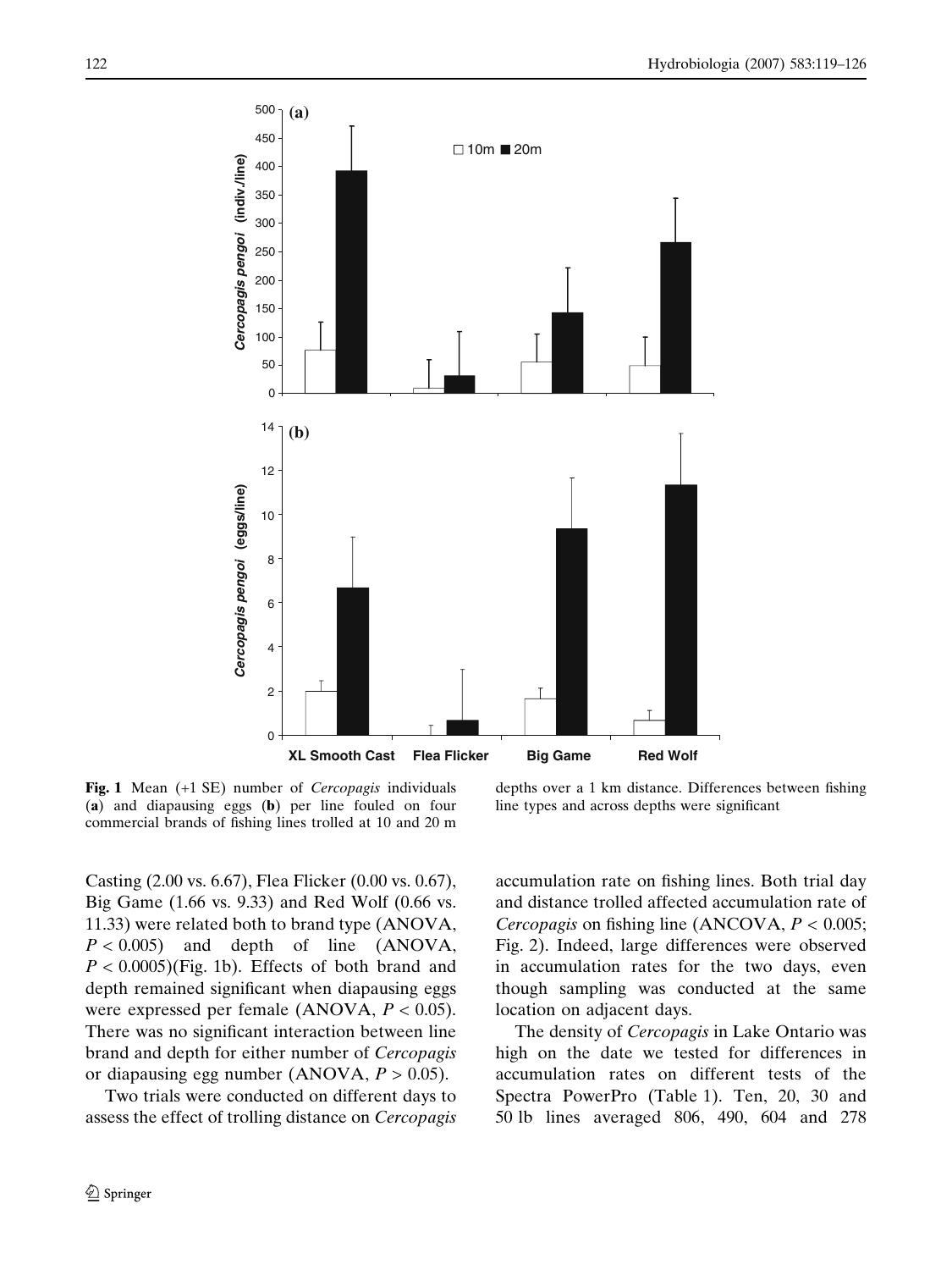Fig. 1 Mean (+1 SE) number of *Cercopagis* individuals (a) and diapausing eggs (b) per line fouled on four commercial brands of fishing lines trolled at 10 and 20 m depths over a 1 km distance. Differences between fishing line types and across depths were significant

Casting (2.00 vs. 6.67), Flea Flicker (0.00 vs. 0.67), Big Game (1.66 vs. 9.33) and Red Wolf (0.66 vs. 11.33) were related both to brand type (ANOVA, $P < 0.005$) and depth of line (ANOVA, $P < 0.0005$)(Fig. 1b). Effects of both brand and depth remained significant when diapausing eggs were expressed per female (ANOVA, $P < 0.05$). There was no significant interaction between line brand and depth for either number of *Cercopagis* or diapausing egg number (ANOVA, $P > 0.05$).

Two trials were conducted on different days to assess the effect of trolling distance on *Cercopagis* accumulation rate on fishing lines. Both trial day and distance trolled affected accumulation rate of *Cercopagis* on fishing line (ANCOVA, $P < 0.005$; Fig. 2). Indeed, large differences were observed in accumulation rates for the two days, even though sampling was conducted at the same location on adjacent days.

The density of *Cercopagis* in Lake Ontario was high on the date we tested for differences in accumulation rates on different tests of the Spectra PowerPro (Table 1). Ten, 20, 30 and 50 lb lines averaged 806, 490, 604 and 278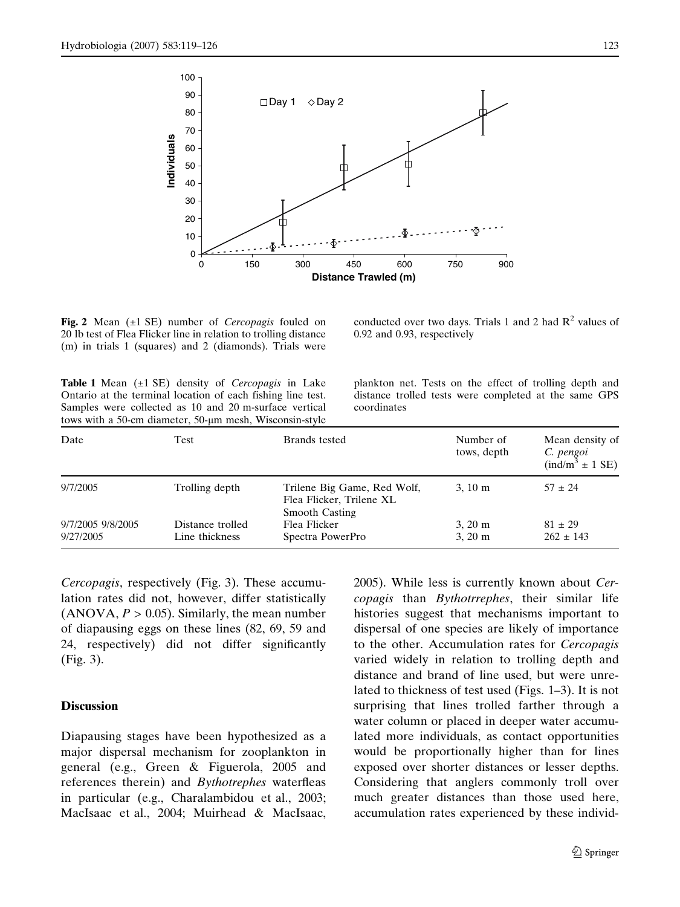**Fig. 2** Mean (±1 SE) number of *Cercopagis* fouled on 20 lb test of Flea Flicker line in relation to trolling distance (m) in trials 1 (squares) and 2 (diamonds). Trials were conducted over two days. Trials 1 and 2 had $R^2$ values of 0.92 and 0.93, respectively

**Table 1** Mean (±1 SE) density of *Cercopagis* in Lake Ontario at the terminal location of each fishing line test. Samples were collected as 10 and 20 m-surface vertical tows with a 50-cm diameter, 50-μm mesh, Wisconsin-style plankton net. Tests on the effect of trolling depth and distance trolled tests were completed at the same GPS coordinates

| Date | Test | Brands tested | Number of tows, depth | Mean density of *C. pengoi* (ind/m$^3$ ± 1 SE) |
|---|---|---|---|---|
| 9/7/2005 | Trolling depth | Trilene Big Game, Red Wolf, Flea Flicker, Trilene XL Smooth Casting | 3, 10 m | 57 ± 24 |
| 9/7/2005 9/8/2005 | Distance trolled | Flea Flicker | 3, 20 m | 81 ± 29 |
| 9/27/2005 | Line thickness | Spectra PowerPro | 3, 20 m | 262 ± 143 |

*Cercopagis*, respectively (Fig. 3). These accumulation rates did not, however, differ statistically (ANOVA, $P > 0.05$). Similarly, the mean number of diapausing eggs on these lines (82, 69, 59 and 24, respectively) did not differ significantly (Fig. 3).

## Discussion

Diapausing stages have been hypothesized as a major dispersal mechanism for zooplankton in general (e.g., Green & Figuerola, 2005 and references therein) and *Bythotrephes* waterfleas in particular (e.g., Charalambidou et al., 2003; MacIsaac et al., 2004; Muirhead & MacIsaac, 2005). While less is currently known about *Cercopagis* than *Bythotrrephes*, their similar life histories suggest that mechanisms important to dispersal of one species are likely of importance to the other. Accumulation rates for *Cercopagis* varied widely in relation to trolling depth and distance and brand of line used, but were unrelated to thickness of test used (Figs. 1–3). It is not surprising that lines trolled farther through a water column or placed in deeper water accumulated more individuals, as contact opportunities would be proportionally higher than for lines exposed over shorter distances or lesser depths. Considering that anglers commonly troll over much greater distances than those used here, accumulation rates experienced by these individ-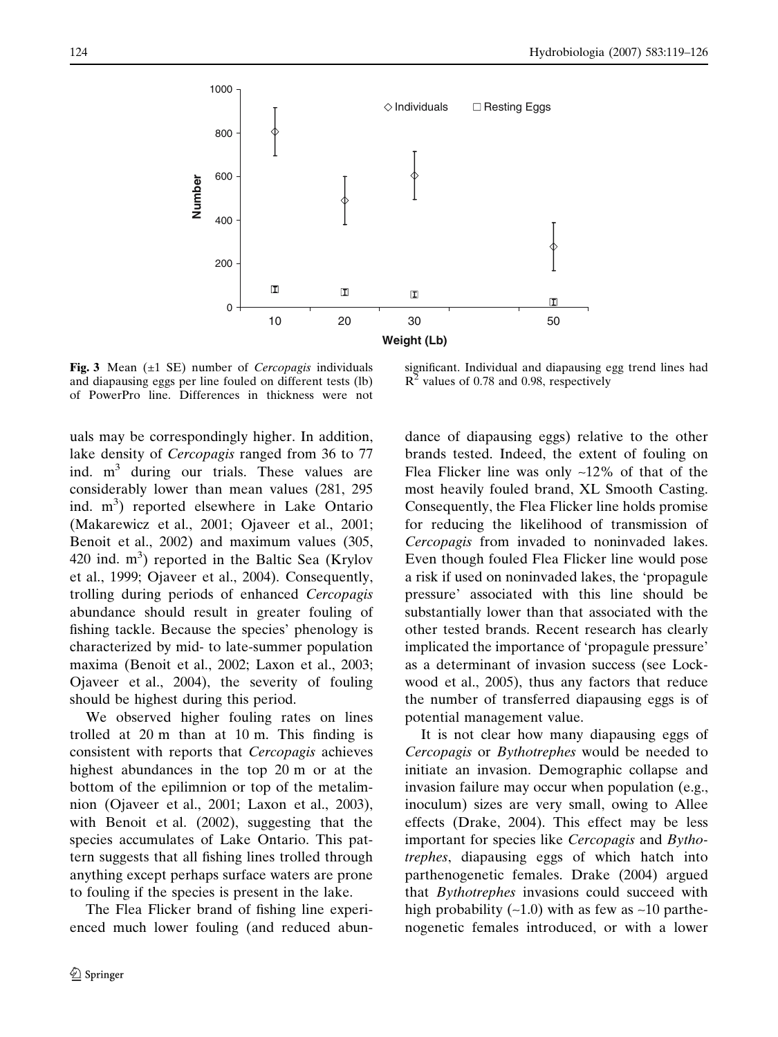**Fig. 3** Mean (±1 SE) number of *Cercopagis* individuals and diapausing eggs per line fouled on different tests (lb) of PowerPro line. Differences in thickness were not significant. Individual and diapausing egg trend lines had $R^2$ values of 0.78 and 0.98, respectively

uals may be correspondingly higher. In addition, lake density of *Cercopagis* ranged from 36 to 77 ind. $m^3$ during our trials. These values are considerably lower than mean values (281, 295 ind. $m^3$) reported elsewhere in Lake Ontario (Makarewicz et al., 2001; Ojaveer et al., 2001; Benoit et al., 2002) and maximum values (305, 420 ind. $m^3$) reported in the Baltic Sea (Krylov et al., 1999; Ojaveer et al., 2004). Consequently, trolling during periods of enhanced *Cercopagis* abundance should result in greater fouling of fishing tackle. Because the species' phenology is characterized by mid- to late-summer population maxima (Benoit et al., 2002; Laxon et al., 2003; Ojaveer et al., 2004), the severity of fouling should be highest during this period.

We observed higher fouling rates on lines trolled at 20 m than at 10 m. This finding is consistent with reports that *Cercopagis* achieves highest abundances in the top 20 m or at the bottom of the epilimnion or top of the metalimnion (Ojaveer et al., 2001; Laxon et al., 2003), with Benoit et al. (2002), suggesting that the species accumulates of Lake Ontario. This pattern suggests that all fishing lines trolled through anything except perhaps surface waters are prone to fouling if the species is present in the lake.

The Flea Flicker brand of fishing line experienced much lower fouling (and reduced abundance of diapausing eggs) relative to the other brands tested. Indeed, the extent of fouling on Flea Flicker line was only ~12% of that of the most heavily fouled brand, XL Smooth Casting. Consequently, the Flea Flicker line holds promise for reducing the likelihood of transmission of *Cercopagis* from invaded to noninvaded lakes. Even though fouled Flea Flicker line would pose a risk if used on noninvaded lakes, the 'propagule pressure' associated with this line should be substantially lower than that associated with the other tested brands. Recent research has clearly implicated the importance of 'propagule pressure' as a determinant of invasion success (see Lockwood et al., 2005), thus any factors that reduce the number of transferred diapausing eggs is of potential management value.

It is not clear how many diapausing eggs of *Cercopagis* or *Bythotrephes* would be needed to initiate an invasion. Demographic collapse and invasion failure may occur when population (e.g., inoculum) sizes are very small, owing to Allee effects (Drake, 2004). This effect may be less important for species like *Cercopagis* and *Bythotrephes*, diapausing eggs of which hatch into parthenogenetic females. Drake (2004) argued that *Bythotrephes* invasions could succeed with high probability (~1.0) with as few as ~10 parthenogenetic females introduced, or with a lower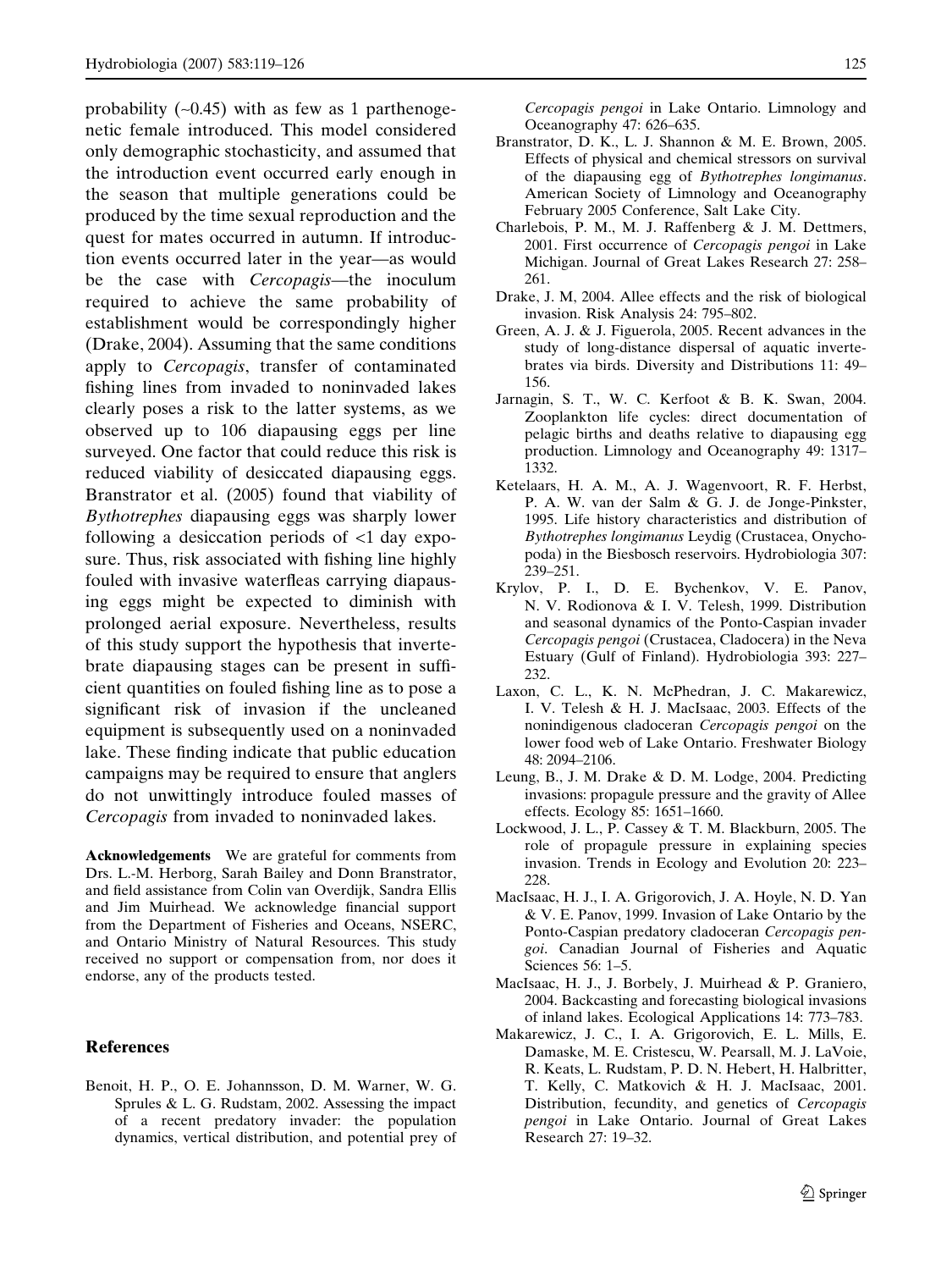probability (~0.45) with as few as 1 parthenogenetic female introduced. This model considered only demographic stochasticity, and assumed that the introduction event occurred early enough in the season that multiple generations could be produced by the time sexual reproduction and the quest for mates occurred in autumn. If introduction events occurred later in the year—as would be the case with *Cercopagis*—the inoculum required to achieve the same probability of establishment would be correspondingly higher (Drake, 2004). Assuming that the same conditions apply to *Cercopagis*, transfer of contaminated fishing lines from invaded to noninvaded lakes clearly poses a risk to the latter systems, as we observed up to 106 diapausing eggs per line surveyed. One factor that could reduce this risk is reduced viability of desiccated diapausing eggs. Branstrator et al. (2005) found that viability of *Bythotrephes* diapausing eggs was sharply lower following a desiccation periods of <1 day exposure. Thus, risk associated with fishing line highly fouled with invasive waterfleas carrying diapausing eggs might be expected to diminish with prolonged aerial exposure. Nevertheless, results of this study support the hypothesis that invertebrate diapausing stages can be present in sufficient quantities on fouled fishing line as to pose a significant risk of invasion if the uncleaned equipment is subsequently used on a noninvaded lake. These finding indicate that public education campaigns may be required to ensure that anglers do not unwittingly introduce fouled masses of *Cercopagis* from invaded to noninvaded lakes.

**Acknowledgements** We are grateful for comments from Drs. L.-M. Herborg, Sarah Bailey and Donn Branstrator, and field assistance from Colin van Overdijk, Sandra Ellis and Jim Muirhead. We acknowledge financial support from the Department of Fisheries and Oceans, NSERC, and Ontario Ministry of Natural Resources. This study received no support or compensation from, nor does it endorse, any of the products tested.

## References

Benoit, H. P., O. E. Johannsson, D. M. Warner, W. G. Sprules & L. G. Rudstam, 2002. Assessing the impact of a recent predatory invader: the population dynamics, vertical distribution, and potential prey of *Cercopagis pengoi* in Lake Ontario. Limnology and Oceanography 47: 626–635.

Branstrator, D. K., L. J. Shannon & M. E. Brown, 2005. Effects of physical and chemical stressors on survival of the diapausing egg of *Bythotrephes longimanus*. American Society of Limnology and Oceanography February 2005 Conference, Salt Lake City.

Charlebois, P. M., M. J. Raffenberg & J. M. Dettmers, 2001. First occurrence of *Cercopagis pengoi* in Lake Michigan. Journal of Great Lakes Research 27: 258–261.

Drake, J. M, 2004. Allee effects and the risk of biological invasion. Risk Analysis 24: 795–802.

Green, A. J. & J. Figuerola, 2005. Recent advances in the study of long-distance dispersal of aquatic invertebrates via birds. Diversity and Distributions 11: 49–156.

Jarnagin, S. T., W. C. Kerfoot & B. K. Swan, 2004. Zooplankton life cycles: direct documentation of pelagic births and deaths relative to diapausing egg production. Limnology and Oceanography 49: 1317–1332.

Ketelaars, H. A. M., A. J. Wagenvoort, R. F. Herbst, P. A. W. van der Salm & G. J. de Jonge-Pinkster, 1995. Life history characteristics and distribution of *Bythotrephes longimanus* Leydig (Crustacea, Onychopoda) in the Biesbosch reservoirs. Hydrobiologia 307: 239–251.

Krylov, P. I., D. E. Bychenkov, V. E. Panov, N. V. Rodionova & I. V. Telesh, 1999. Distribution and seasonal dynamics of the Ponto-Caspian invader *Cercopagis pengoi* (Crustacea, Cladocera) in the Neva Estuary (Gulf of Finland). Hydrobiologia 393: 227–232.

Laxon, C. L., K. N. McPhedran, J. C. Makarewicz, I. V. Telesh & H. J. MacIsaac, 2003. Effects of the nonindigenous cladoceran *Cercopagis pengoi* on the lower food web of Lake Ontario. Freshwater Biology 48: 2094–2106.

Leung, B., J. M. Drake & D. M. Lodge, 2004. Predicting invasions: propagule pressure and the gravity of Allee effects. Ecology 85: 1651–1660.

Lockwood, J. L., P. Cassey & T. M. Blackburn, 2005. The role of propagule pressure in explaining species invasion. Trends in Ecology and Evolution 20: 223–228.

MacIsaac, H. J., I. A. Grigorovich, J. A. Hoyle, N. D. Yan & V. E. Panov, 1999. Invasion of Lake Ontario by the Ponto-Caspian predatory cladoceran *Cercopagis pengoi*. Canadian Journal of Fisheries and Aquatic Sciences 56: 1–5.

MacIsaac, H. J., J. Borbely, J. Muirhead & P. Graniero, 2004. Backcasting and forecasting biological invasions of inland lakes. Ecological Applications 14: 773–783.

Makarewicz, J. C., I. A. Grigorovich, E. L. Mills, E. Damaske, M. E. Cristescu, W. Pearsall, M. J. LaVoie, R. Keats, L. Rudstam, P. D. N. Hebert, H. Halbritter, T. Kelly, C. Matkovich & H. J. MacIsaac, 2001. Distribution, fecundity, and genetics of *Cercopagis pengoi* in Lake Ontario. Journal of Great Lakes Research 27: 19–32.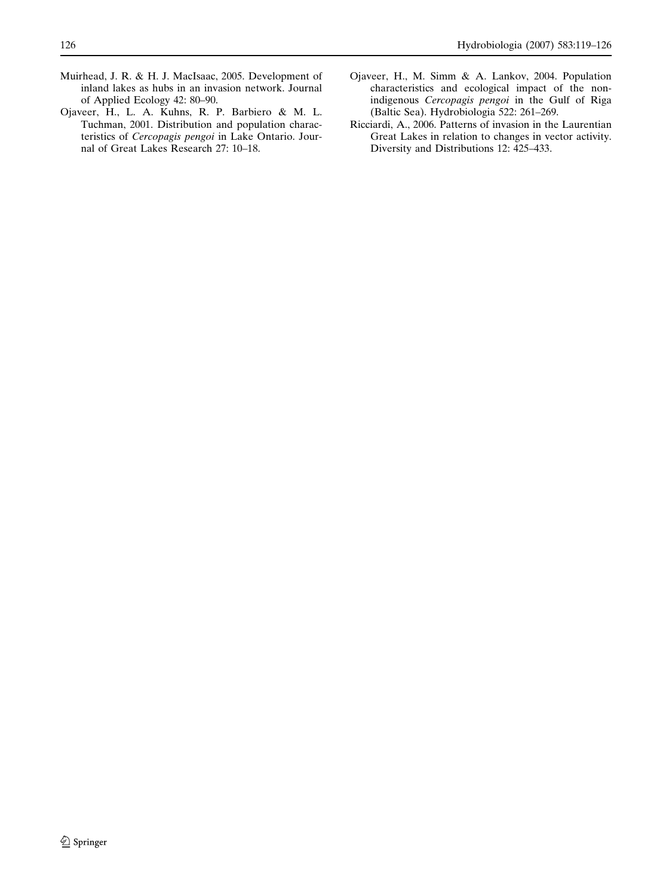Muirhead, J. R. & H. J. MacIsaac, 2005. Development of inland lakes as hubs in an invasion network. Journal of Applied Ecology 42: 80–90.

Ojaveer, H., L. A. Kuhns, R. P. Barbiero & M. L. Tuchman, 2001. Distribution and population characteristics of *Cercopagis pengoi* in Lake Ontario. Journal of Great Lakes Research 27: 10–18.

Ojaveer, H., M. Simm & A. Lankov, 2004. Population characteristics and ecological impact of the non-indigenous *Cercopagis pengoi* in the Gulf of Riga (Baltic Sea). Hydrobiologia 522: 261–269.

Ricciardi, A., 2006. Patterns of invasion in the Laurentian Great Lakes in relation to changes in vector activity. Diversity and Distributions 12: 425–433.